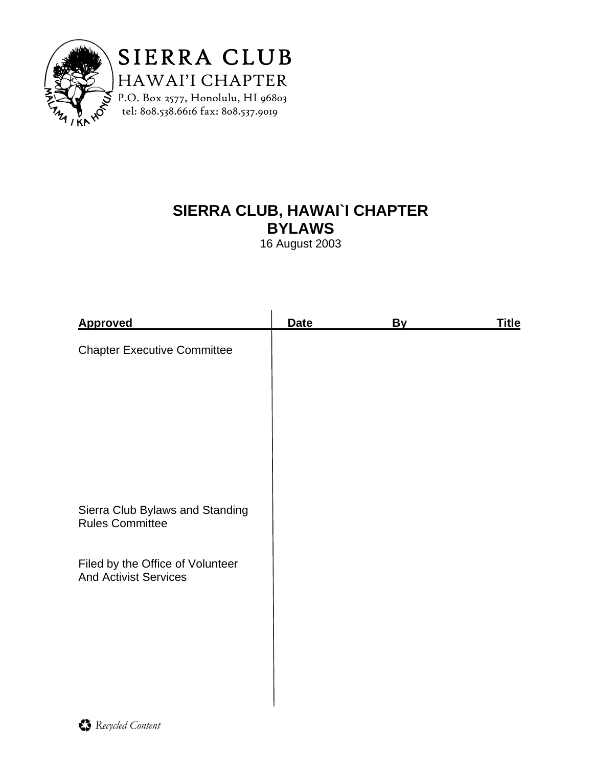SIERRA CLUB
HAWAI'I CHAPTER
P.O. Box 2577, Honolulu, HI 96803
tel: 808.538.6616 fax: 808.537.9019

MALAMA I KA HONUA

# SIERRA CLUB, HAWAI`I CHAPTER
# BYLAWS

16 August 2003

| Approved | Date | By | Title |
|---|---|---|---|
| Chapter Executive Committee | | | |
| Sierra Club Bylaws and Standing Rules Committee | | | |
| Filed by the Office of Volunteer And Activist Services | | | |

*Recycled Content*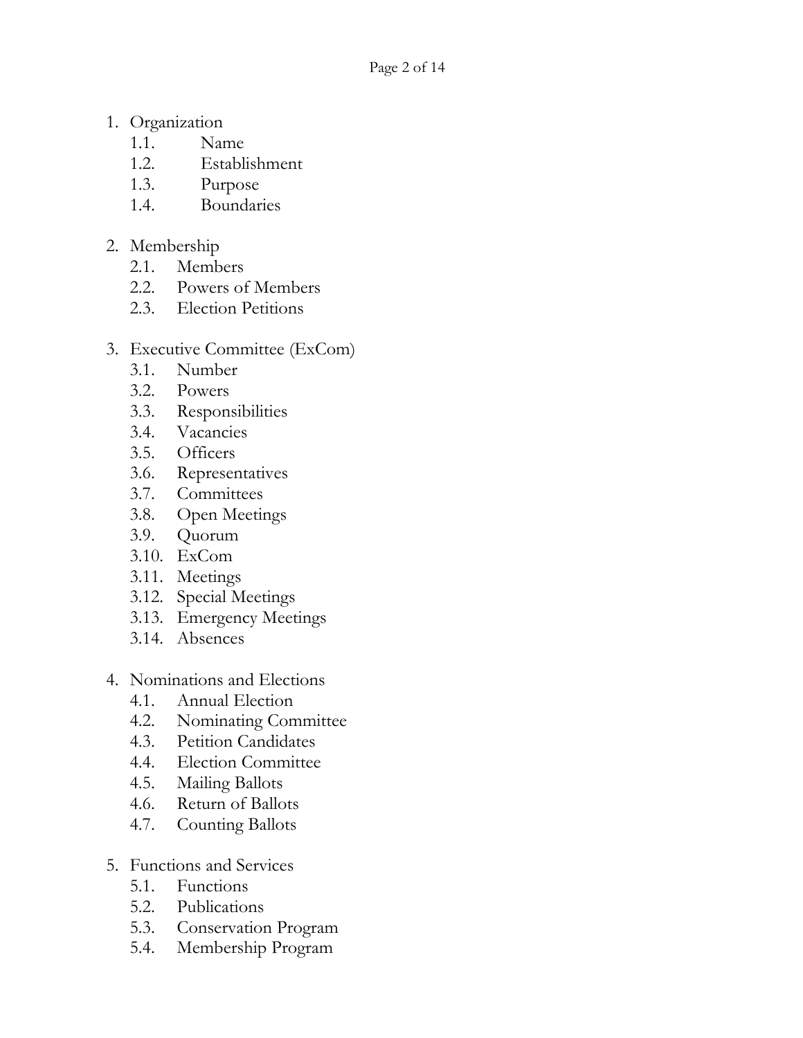1. Organization
    - 1.1. Name
    - 1.2. Establishment
    - 1.3. Purpose
    - 1.4. Boundaries

2. Membership
    - 2.1. Members
    - 2.2. Powers of Members
    - 2.3. Election Petitions

3. Executive Committee (ExCom)
    - 3.1. Number
    - 3.2. Powers
    - 3.3. Responsibilities
    - 3.4. Vacancies
    - 3.5. Officers
    - 3.6. Representatives
    - 3.7. Committees
    - 3.8. Open Meetings
    - 3.9. Quorum
    - 3.10. ExCom
    - 3.11. Meetings
    - 3.12. Special Meetings
    - 3.13. Emergency Meetings
    - 3.14. Absences

4. Nominations and Elections
    - 4.1. Annual Election
    - 4.2. Nominating Committee
    - 4.3. Petition Candidates
    - 4.4. Election Committee
    - 4.5. Mailing Ballots
    - 4.6. Return of Ballots
    - 4.7. Counting Ballots

5. Functions and Services
    - 5.1. Functions
    - 5.2. Publications
    - 5.3. Conservation Program
    - 5.4. Membership Program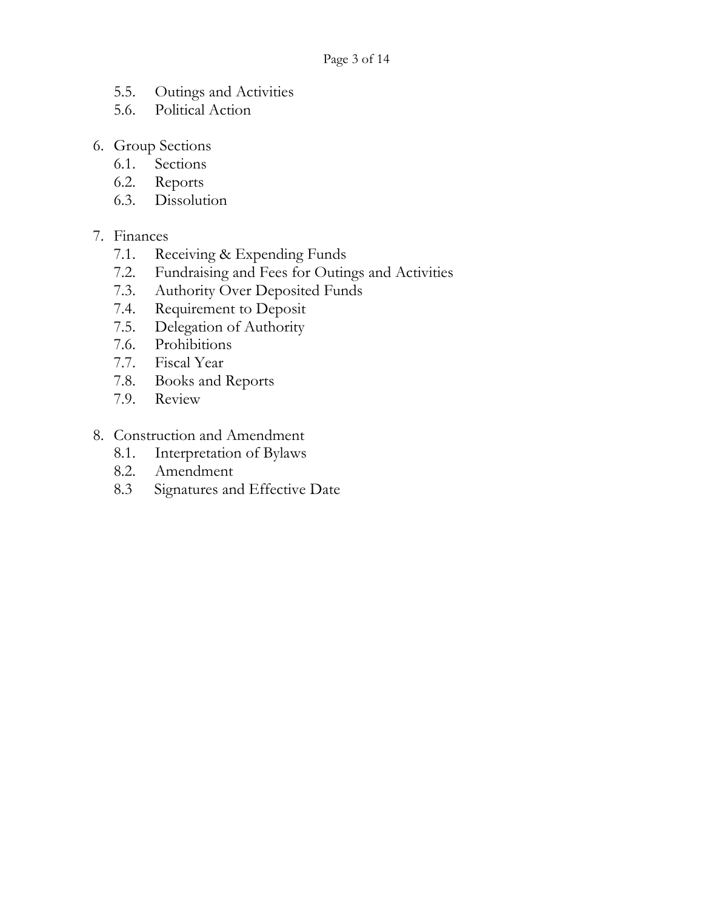5.5. Outings and Activities
5.6. Political Action

6. Group Sections
   - 6.1. Sections
   - 6.2. Reports
   - 6.3. Dissolution

7. Finances
   - 7.1. Receiving & Expending Funds
   - 7.2. Fundraising and Fees for Outings and Activities
   - 7.3. Authority Over Deposited Funds
   - 7.4. Requirement to Deposit
   - 7.5. Delegation of Authority
   - 7.6. Prohibitions
   - 7.7. Fiscal Year
   - 7.8. Books and Reports
   - 7.9. Review

8. Construction and Amendment
   - 8.1. Interpretation of Bylaws
   - 8.2. Amendment
   - 8.3 Signatures and Effective Date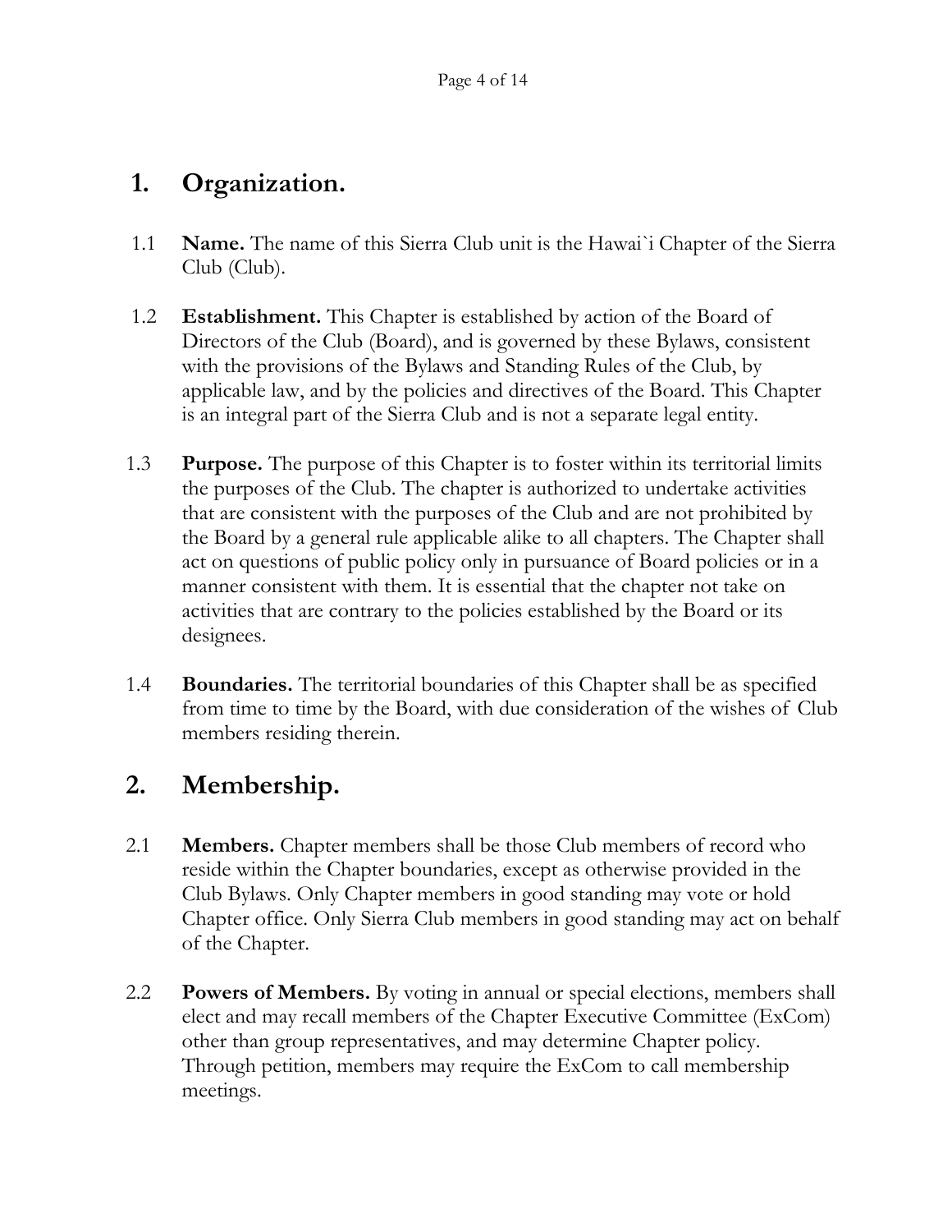## 1. Organization.

1.1 **Name.** The name of this Sierra Club unit is the Hawai`i Chapter of the Sierra Club (Club).

1.2 **Establishment.** This Chapter is established by action of the Board of Directors of the Club (Board), and is governed by these Bylaws, consistent with the provisions of the Bylaws and Standing Rules of the Club, by applicable law, and by the policies and directives of the Board. This Chapter is an integral part of the Sierra Club and is not a separate legal entity.

1.3 **Purpose.** The purpose of this Chapter is to foster within its territorial limits the purposes of the Club. The chapter is authorized to undertake activities that are consistent with the purposes of the Club and are not prohibited by the Board by a general rule applicable alike to all chapters. The Chapter shall act on questions of public policy only in pursuance of Board policies or in a manner consistent with them. It is essential that the chapter not take on activities that are contrary to the policies established by the Board or its designees.

1.4 **Boundaries.** The territorial boundaries of this Chapter shall be as specified from time to time by the Board, with due consideration of the wishes of Club members residing therein.

## 2. Membership.

2.1 **Members.** Chapter members shall be those Club members of record who reside within the Chapter boundaries, except as otherwise provided in the Club Bylaws. Only Chapter members in good standing may vote or hold Chapter office. Only Sierra Club members in good standing may act on behalf of the Chapter.

2.2 **Powers of Members.** By voting in annual or special elections, members shall elect and may recall members of the Chapter Executive Committee (ExCom) other than group representatives, and may determine Chapter policy. Through petition, members may require the ExCom to call membership meetings.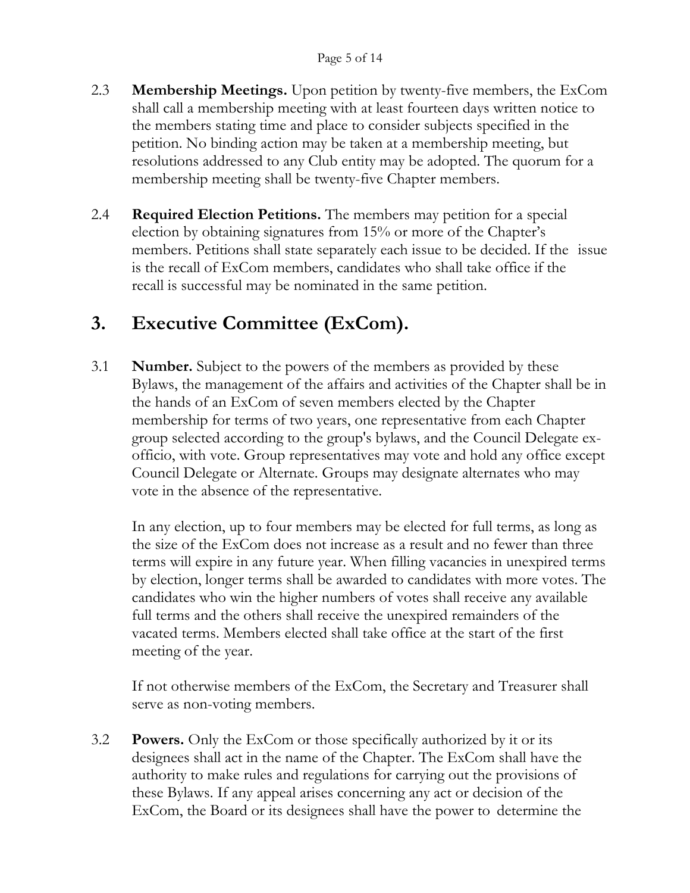2.3 **Membership Meetings.** Upon petition by twenty-five members, the ExCom shall call a membership meeting with at least fourteen days written notice to the members stating time and place to consider subjects specified in the petition. No binding action may be taken at a membership meeting, but resolutions addressed to any Club entity may be adopted. The quorum for a membership meeting shall be twenty-five Chapter members.

2.4 **Required Election Petitions.** The members may petition for a special election by obtaining signatures from 15% or more of the Chapter's members. Petitions shall state separately each issue to be decided. If the issue is the recall of ExCom members, candidates who shall take office if the recall is successful may be nominated in the same petition.

# 3. Executive Committee (ExCom).

3.1 **Number.** Subject to the powers of the members as provided by these Bylaws, the management of the affairs and activities of the Chapter shall be in the hands of an ExCom of seven members elected by the Chapter membership for terms of two years, one representative from each Chapter group selected according to the group's bylaws, and the Council Delegate ex-officio, with vote. Group representatives may vote and hold any office except Council Delegate or Alternate. Groups may designate alternates who may vote in the absence of the representative.

In any election, up to four members may be elected for full terms, as long as the size of the ExCom does not increase as a result and no fewer than three terms will expire in any future year. When filling vacancies in unexpired terms by election, longer terms shall be awarded to candidates with more votes. The candidates who win the higher numbers of votes shall receive any available full terms and the others shall receive the unexpired remainders of the vacated terms. Members elected shall take office at the start of the first meeting of the year.

If not otherwise members of the ExCom, the Secretary and Treasurer shall serve as non-voting members.

3.2 **Powers.** Only the ExCom or those specifically authorized by it or its designees shall act in the name of the Chapter. The ExCom shall have the authority to make rules and regulations for carrying out the provisions of these Bylaws. If any appeal arises concerning any act or decision of the ExCom, the Board or its designees shall have the power to determine the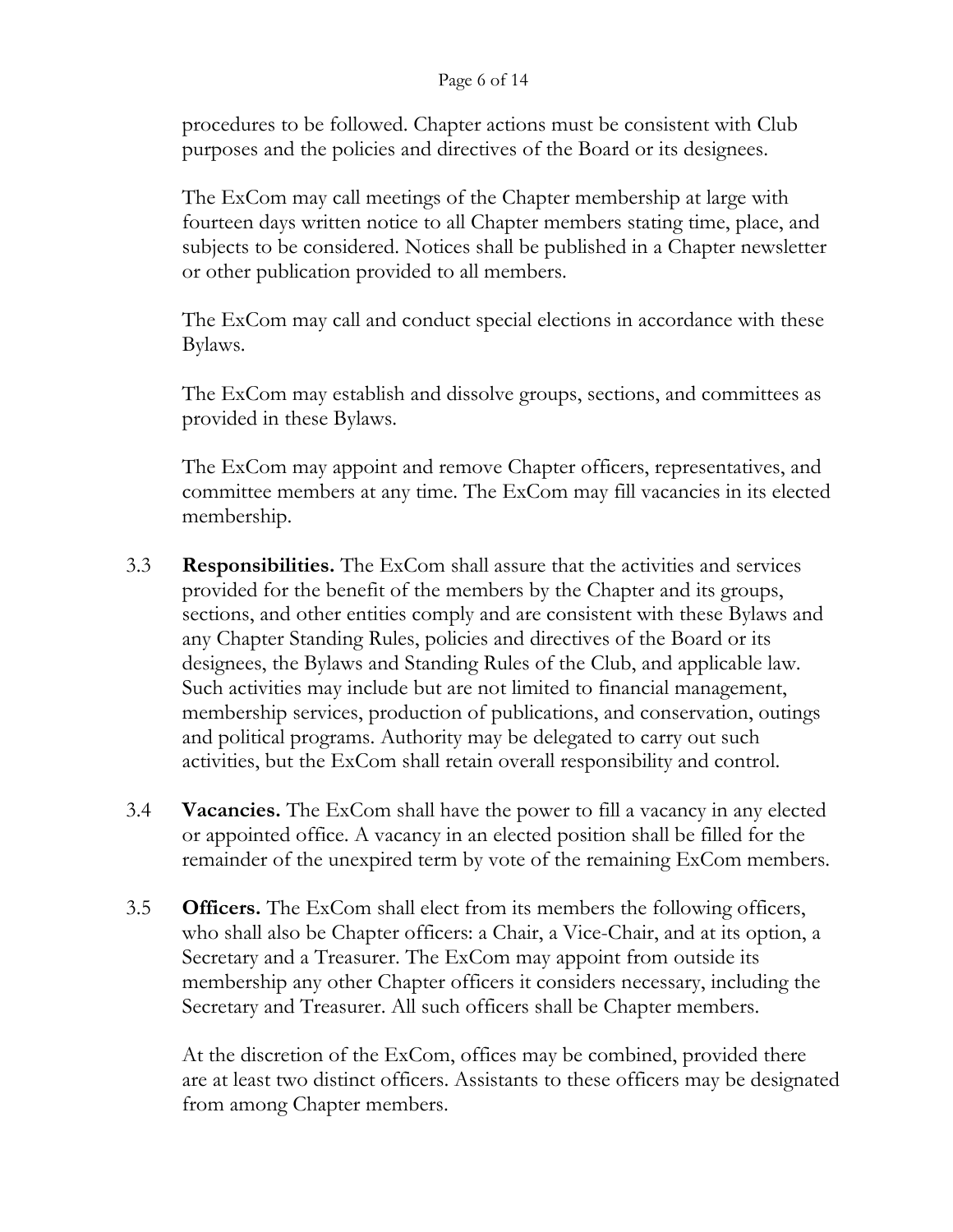procedures to be followed. Chapter actions must be consistent with Club purposes and the policies and directives of the Board or its designees.

The ExCom may call meetings of the Chapter membership at large with fourteen days written notice to all Chapter members stating time, place, and subjects to be considered. Notices shall be published in a Chapter newsletter or other publication provided to all members.

The ExCom may call and conduct special elections in accordance with these Bylaws.

The ExCom may establish and dissolve groups, sections, and committees as provided in these Bylaws.

The ExCom may appoint and remove Chapter officers, representatives, and committee members at any time. The ExCom may fill vacancies in its elected membership.

3.3 **Responsibilities.** The ExCom shall assure that the activities and services provided for the benefit of the members by the Chapter and its groups, sections, and other entities comply and are consistent with these Bylaws and any Chapter Standing Rules, policies and directives of the Board or its designees, the Bylaws and Standing Rules of the Club, and applicable law. Such activities may include but are not limited to financial management, membership services, production of publications, and conservation, outings and political programs. Authority may be delegated to carry out such activities, but the ExCom shall retain overall responsibility and control.

3.4 **Vacancies.** The ExCom shall have the power to fill a vacancy in any elected or appointed office. A vacancy in an elected position shall be filled for the remainder of the unexpired term by vote of the remaining ExCom members.

3.5 **Officers.** The ExCom shall elect from its members the following officers, who shall also be Chapter officers: a Chair, a Vice-Chair, and at its option, a Secretary and a Treasurer. The ExCom may appoint from outside its membership any other Chapter officers it considers necessary, including the Secretary and Treasurer. All such officers shall be Chapter members.

At the discretion of the ExCom, offices may be combined, provided there are at least two distinct officers. Assistants to these officers may be designated from among Chapter members.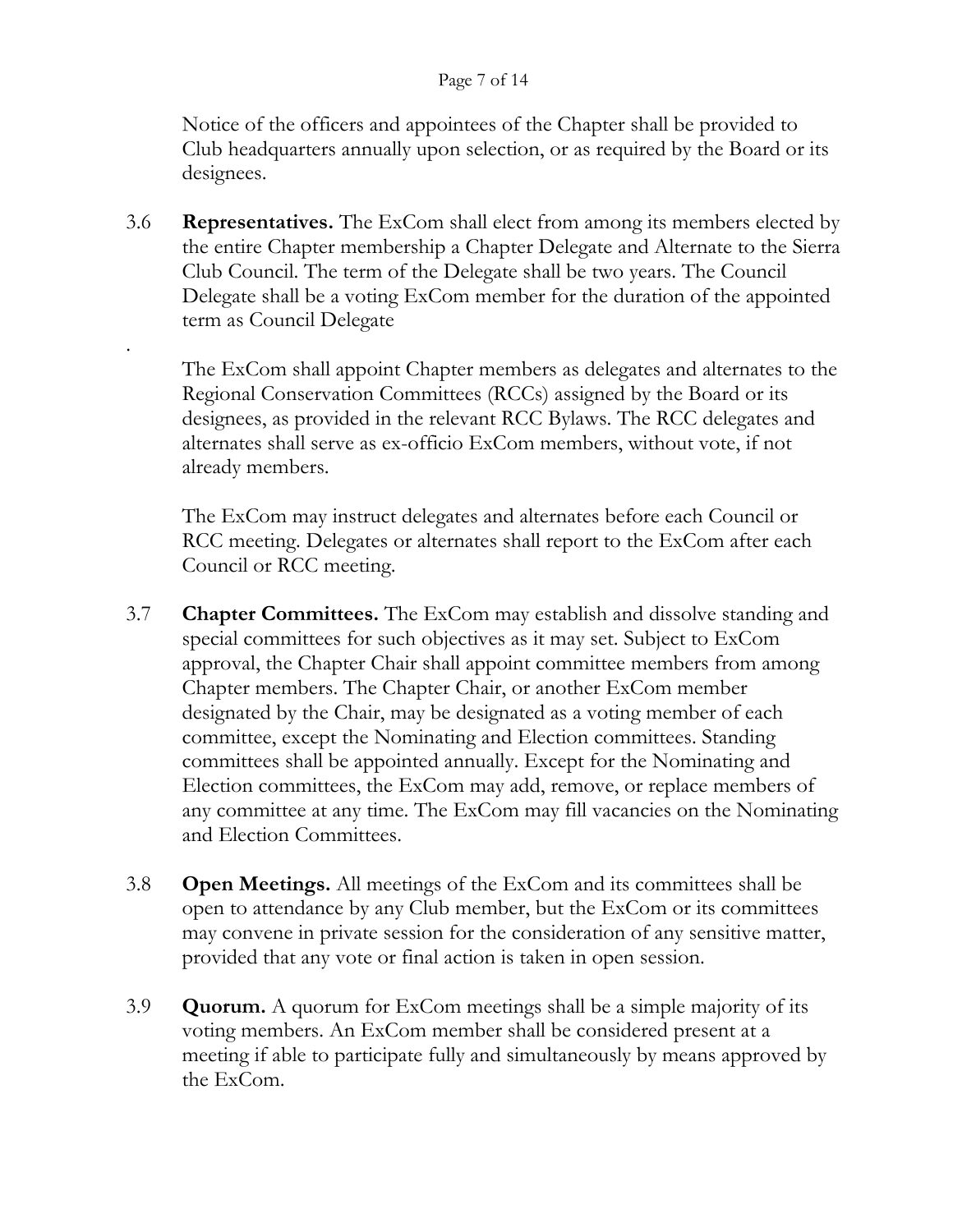Notice of the officers and appointees of the Chapter shall be provided to Club headquarters annually upon selection, or as required by the Board or its designees.

3.6 **Representatives.** The ExCom shall elect from among its members elected by the entire Chapter membership a Chapter Delegate and Alternate to the Sierra Club Council. The term of the Delegate shall be two years. The Council Delegate shall be a voting ExCom member for the duration of the appointed term as Council Delegate

.

The ExCom shall appoint Chapter members as delegates and alternates to the Regional Conservation Committees (RCCs) assigned by the Board or its designees, as provided in the relevant RCC Bylaws. The RCC delegates and alternates shall serve as ex-officio ExCom members, without vote, if not already members.

The ExCom may instruct delegates and alternates before each Council or RCC meeting. Delegates or alternates shall report to the ExCom after each Council or RCC meeting.

3.7 **Chapter Committees.** The ExCom may establish and dissolve standing and special committees for such objectives as it may set. Subject to ExCom approval, the Chapter Chair shall appoint committee members from among Chapter members. The Chapter Chair, or another ExCom member designated by the Chair, may be designated as a voting member of each committee, except the Nominating and Election committees. Standing committees shall be appointed annually. Except for the Nominating and Election committees, the ExCom may add, remove, or replace members of any committee at any time. The ExCom may fill vacancies on the Nominating and Election Committees.

3.8 **Open Meetings.** All meetings of the ExCom and its committees shall be open to attendance by any Club member, but the ExCom or its committees may convene in private session for the consideration of any sensitive matter, provided that any vote or final action is taken in open session.

3.9 **Quorum.** A quorum for ExCom meetings shall be a simple majority of its voting members. An ExCom member shall be considered present at a meeting if able to participate fully and simultaneously by means approved by the ExCom.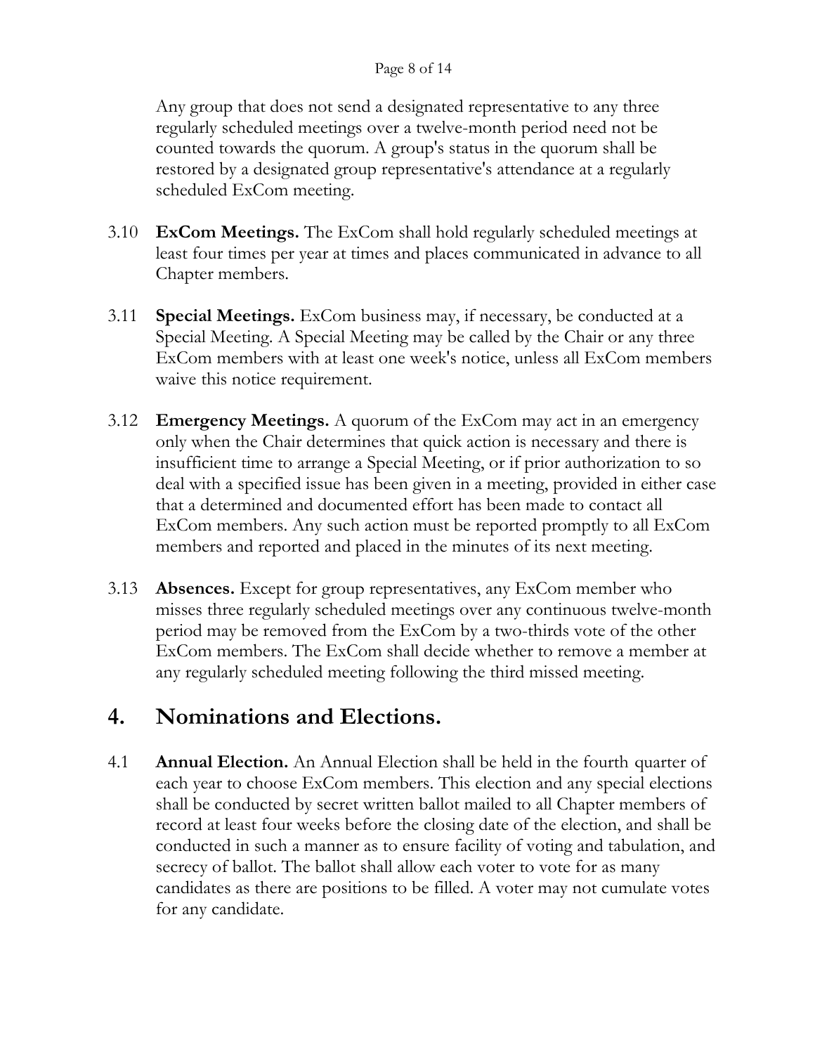Any group that does not send a designated representative to any three regularly scheduled meetings over a twelve-month period need not be counted towards the quorum. A group's status in the quorum shall be restored by a designated group representative's attendance at a regularly scheduled ExCom meeting.

3.10 **ExCom Meetings.** The ExCom shall hold regularly scheduled meetings at least four times per year at times and places communicated in advance to all Chapter members.

3.11 **Special Meetings.** ExCom business may, if necessary, be conducted at a Special Meeting. A Special Meeting may be called by the Chair or any three ExCom members with at least one week's notice, unless all ExCom members waive this notice requirement.

3.12 **Emergency Meetings.** A quorum of the ExCom may act in an emergency only when the Chair determines that quick action is necessary and there is insufficient time to arrange a Special Meeting, or if prior authorization to so deal with a specified issue has been given in a meeting, provided in either case that a determined and documented effort has been made to contact all ExCom members. Any such action must be reported promptly to all ExCom members and reported and placed in the minutes of its next meeting.

3.13 **Absences.** Except for group representatives, any ExCom member who misses three regularly scheduled meetings over any continuous twelve-month period may be removed from the ExCom by a two-thirds vote of the other ExCom members. The ExCom shall decide whether to remove a member at any regularly scheduled meeting following the third missed meeting.

# 4. Nominations and Elections.

4.1 **Annual Election.** An Annual Election shall be held in the fourth quarter of each year to choose ExCom members. This election and any special elections shall be conducted by secret written ballot mailed to all Chapter members of record at least four weeks before the closing date of the election, and shall be conducted in such a manner as to ensure facility of voting and tabulation, and secrecy of ballot. The ballot shall allow each voter to vote for as many candidates as there are positions to be filled. A voter may not cumulate votes for any candidate.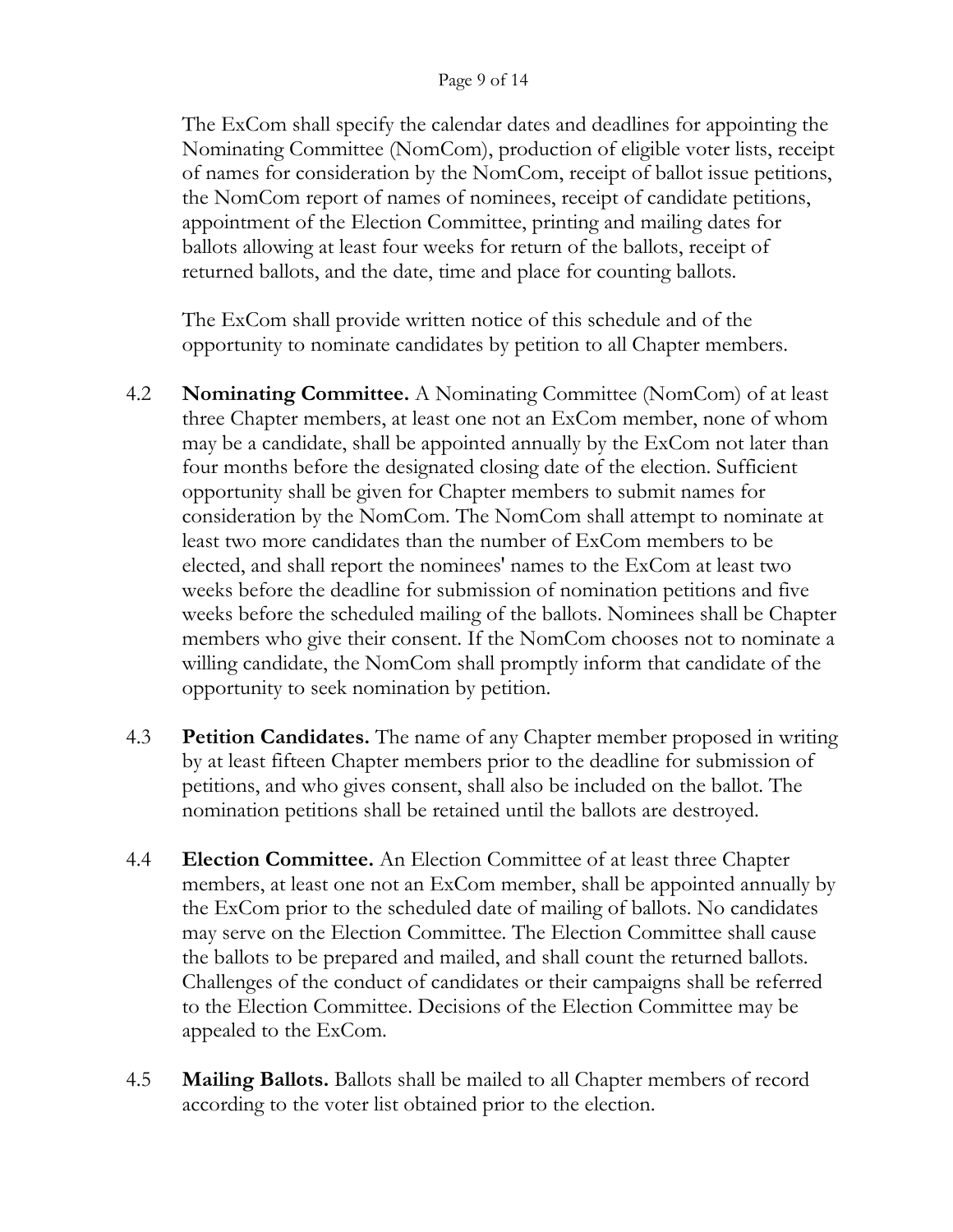The ExCom shall specify the calendar dates and deadlines for appointing the Nominating Committee (NomCom), production of eligible voter lists, receipt of names for consideration by the NomCom, receipt of ballot issue petitions, the NomCom report of names of nominees, receipt of candidate petitions, appointment of the Election Committee, printing and mailing dates for ballots allowing at least four weeks for return of the ballots, receipt of returned ballots, and the date, time and place for counting ballots.

The ExCom shall provide written notice of this schedule and of the opportunity to nominate candidates by petition to all Chapter members.

4.2 **Nominating Committee.** A Nominating Committee (NomCom) of at least three Chapter members, at least one not an ExCom member, none of whom may be a candidate, shall be appointed annually by the ExCom not later than four months before the designated closing date of the election. Sufficient opportunity shall be given for Chapter members to submit names for consideration by the NomCom. The NomCom shall attempt to nominate at least two more candidates than the number of ExCom members to be elected, and shall report the nominees' names to the ExCom at least two weeks before the deadline for submission of nomination petitions and five weeks before the scheduled mailing of the ballots. Nominees shall be Chapter members who give their consent. If the NomCom chooses not to nominate a willing candidate, the NomCom shall promptly inform that candidate of the opportunity to seek nomination by petition.

4.3 **Petition Candidates.** The name of any Chapter member proposed in writing by at least fifteen Chapter members prior to the deadline for submission of petitions, and who gives consent, shall also be included on the ballot. The nomination petitions shall be retained until the ballots are destroyed.

4.4 **Election Committee.** An Election Committee of at least three Chapter members, at least one not an ExCom member, shall be appointed annually by the ExCom prior to the scheduled date of mailing of ballots. No candidates may serve on the Election Committee. The Election Committee shall cause the ballots to be prepared and mailed, and shall count the returned ballots. Challenges of the conduct of candidates or their campaigns shall be referred to the Election Committee. Decisions of the Election Committee may be appealed to the ExCom.

4.5 **Mailing Ballots.** Ballots shall be mailed to all Chapter members of record according to the voter list obtained prior to the election.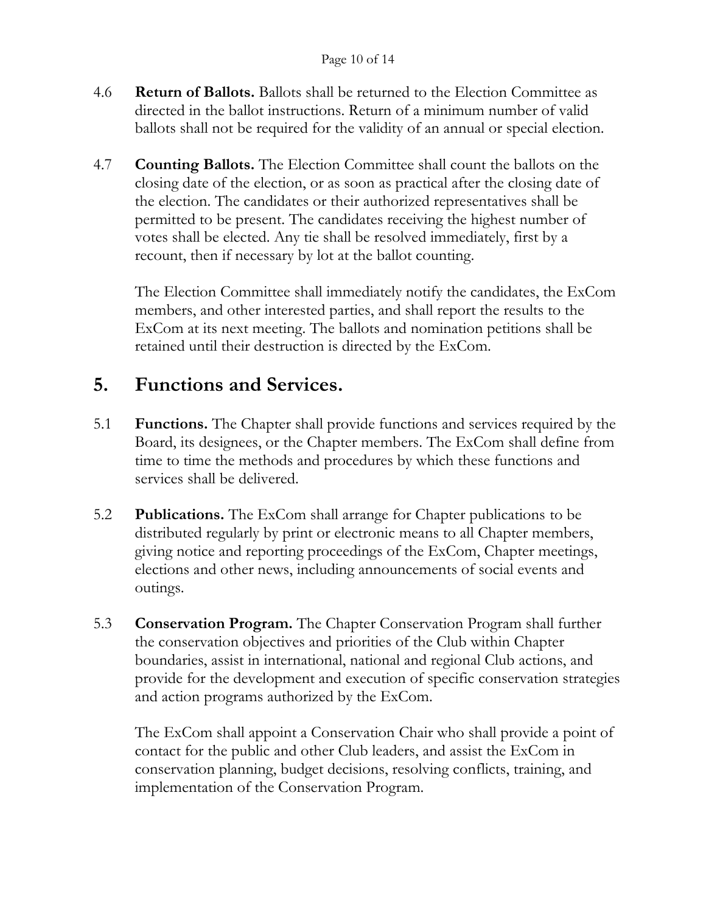4.6 **Return of Ballots.** Ballots shall be returned to the Election Committee as directed in the ballot instructions. Return of a minimum number of valid ballots shall not be required for the validity of an annual or special election.

4.7 **Counting Ballots.** The Election Committee shall count the ballots on the closing date of the election, or as soon as practical after the closing date of the election. The candidates or their authorized representatives shall be permitted to be present. The candidates receiving the highest number of votes shall be elected. Any tie shall be resolved immediately, first by a recount, then if necessary by lot at the ballot counting.

The Election Committee shall immediately notify the candidates, the ExCom members, and other interested parties, and shall report the results to the ExCom at its next meeting. The ballots and nomination petitions shall be retained until their destruction is directed by the ExCom.

## 5. Functions and Services.

5.1 **Functions.** The Chapter shall provide functions and services required by the Board, its designees, or the Chapter members. The ExCom shall define from time to time the methods and procedures by which these functions and services shall be delivered.

5.2 **Publications.** The ExCom shall arrange for Chapter publications to be distributed regularly by print or electronic means to all Chapter members, giving notice and reporting proceedings of the ExCom, Chapter meetings, elections and other news, including announcements of social events and outings.

5.3 **Conservation Program.** The Chapter Conservation Program shall further the conservation objectives and priorities of the Club within Chapter boundaries, assist in international, national and regional Club actions, and provide for the development and execution of specific conservation strategies and action programs authorized by the ExCom.

The ExCom shall appoint a Conservation Chair who shall provide a point of contact for the public and other Club leaders, and assist the ExCom in conservation planning, budget decisions, resolving conflicts, training, and implementation of the Conservation Program.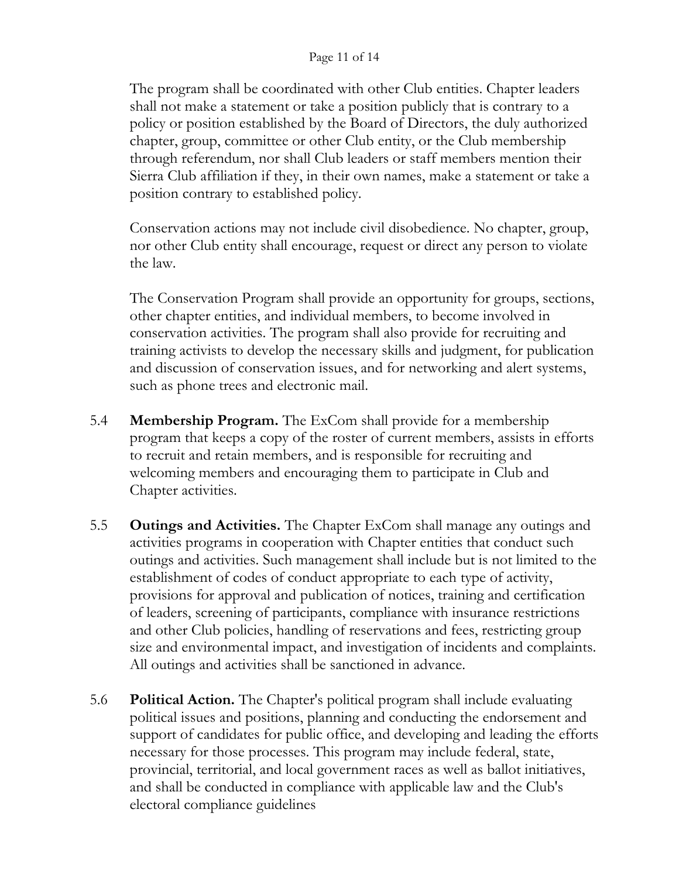The program shall be coordinated with other Club entities. Chapter leaders shall not make a statement or take a position publicly that is contrary to a policy or position established by the Board of Directors, the duly authorized chapter, group, committee or other Club entity, or the Club membership through referendum, nor shall Club leaders or staff members mention their Sierra Club affiliation if they, in their own names, make a statement or take a position contrary to established policy.

Conservation actions may not include civil disobedience. No chapter, group, nor other Club entity shall encourage, request or direct any person to violate the law.

The Conservation Program shall provide an opportunity for groups, sections, other chapter entities, and individual members, to become involved in conservation activities. The program shall also provide for recruiting and training activists to develop the necessary skills and judgment, for publication and discussion of conservation issues, and for networking and alert systems, such as phone trees and electronic mail.

5.4 **Membership Program.** The ExCom shall provide for a membership program that keeps a copy of the roster of current members, assists in efforts to recruit and retain members, and is responsible for recruiting and welcoming members and encouraging them to participate in Club and Chapter activities.

5.5 **Outings and Activities.** The Chapter ExCom shall manage any outings and activities programs in cooperation with Chapter entities that conduct such outings and activities. Such management shall include but is not limited to the establishment of codes of conduct appropriate to each type of activity, provisions for approval and publication of notices, training and certification of leaders, screening of participants, compliance with insurance restrictions and other Club policies, handling of reservations and fees, restricting group size and environmental impact, and investigation of incidents and complaints. All outings and activities shall be sanctioned in advance.

5.6 **Political Action.** The Chapter's political program shall include evaluating political issues and positions, planning and conducting the endorsement and support of candidates for public office, and developing and leading the efforts necessary for those processes. This program may include federal, state, provincial, territorial, and local government races as well as ballot initiatives, and shall be conducted in compliance with applicable law and the Club's electoral compliance guidelines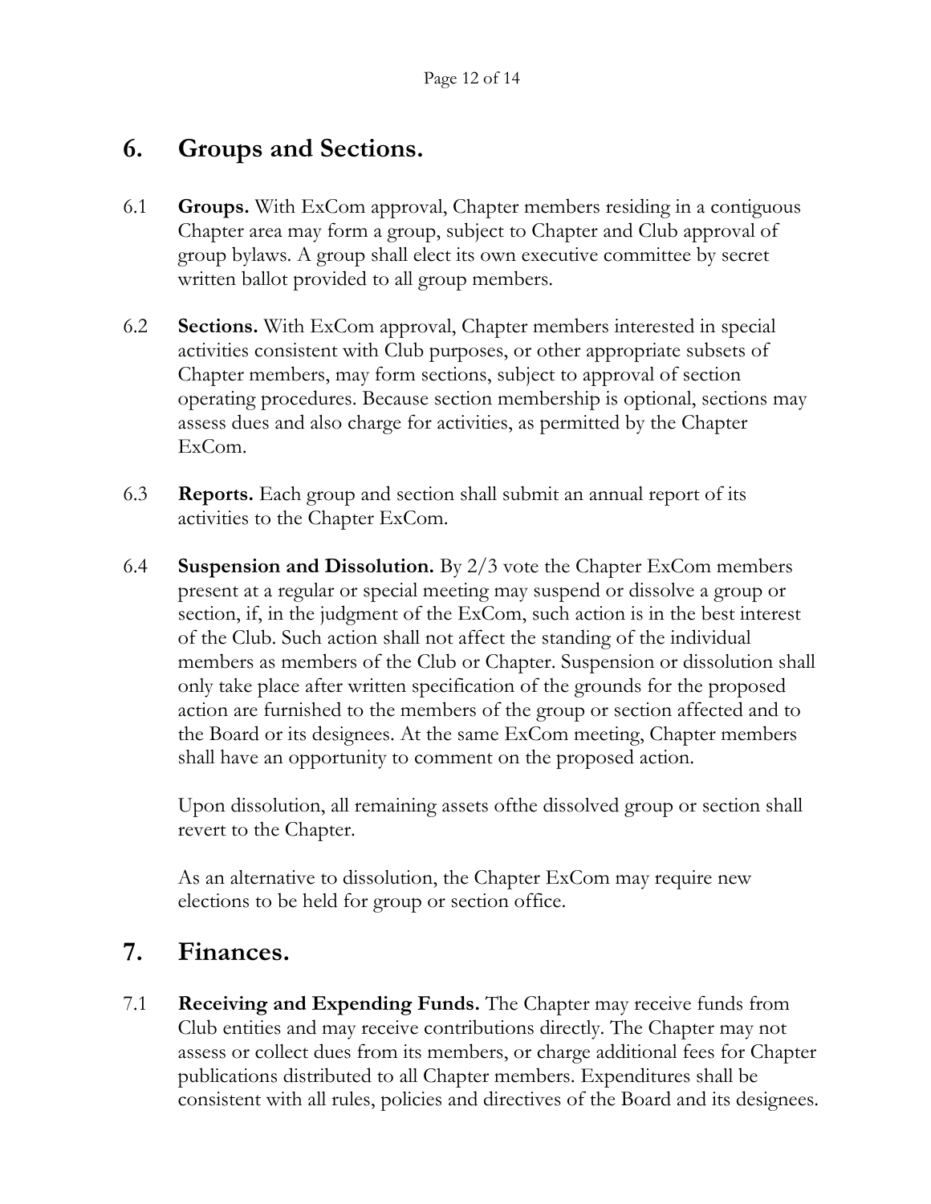## 6. Groups and Sections.

6.1 **Groups.** With ExCom approval, Chapter members residing in a contiguous Chapter area may form a group, subject to Chapter and Club approval of group bylaws. A group shall elect its own executive committee by secret written ballot provided to all group members.

6.2 **Sections.** With ExCom approval, Chapter members interested in special activities consistent with Club purposes, or other appropriate subsets of Chapter members, may form sections, subject to approval of section operating procedures. Because section membership is optional, sections may assess dues and also charge for activities, as permitted by the Chapter ExCom.

6.3 **Reports.** Each group and section shall submit an annual report of its activities to the Chapter ExCom.

6.4 **Suspension and Dissolution.** By 2/3 vote the Chapter ExCom members present at a regular or special meeting may suspend or dissolve a group or section, if, in the judgment of the ExCom, such action is in the best interest of the Club. Such action shall not affect the standing of the individual members as members of the Club or Chapter. Suspension or dissolution shall only take place after written specification of the grounds for the proposed action are furnished to the members of the group or section affected and to the Board or its designees. At the same ExCom meeting, Chapter members shall have an opportunity to comment on the proposed action.

Upon dissolution, all remaining assets ofthe dissolved group or section shall revert to the Chapter.

As an alternative to dissolution, the Chapter ExCom may require new elections to be held for group or section office.

## 7. Finances.

7.1 **Receiving and Expending Funds.** The Chapter may receive funds from Club entities and may receive contributions directly. The Chapter may not assess or collect dues from its members, or charge additional fees for Chapter publications distributed to all Chapter members. Expenditures shall be consistent with all rules, policies and directives of the Board and its designees.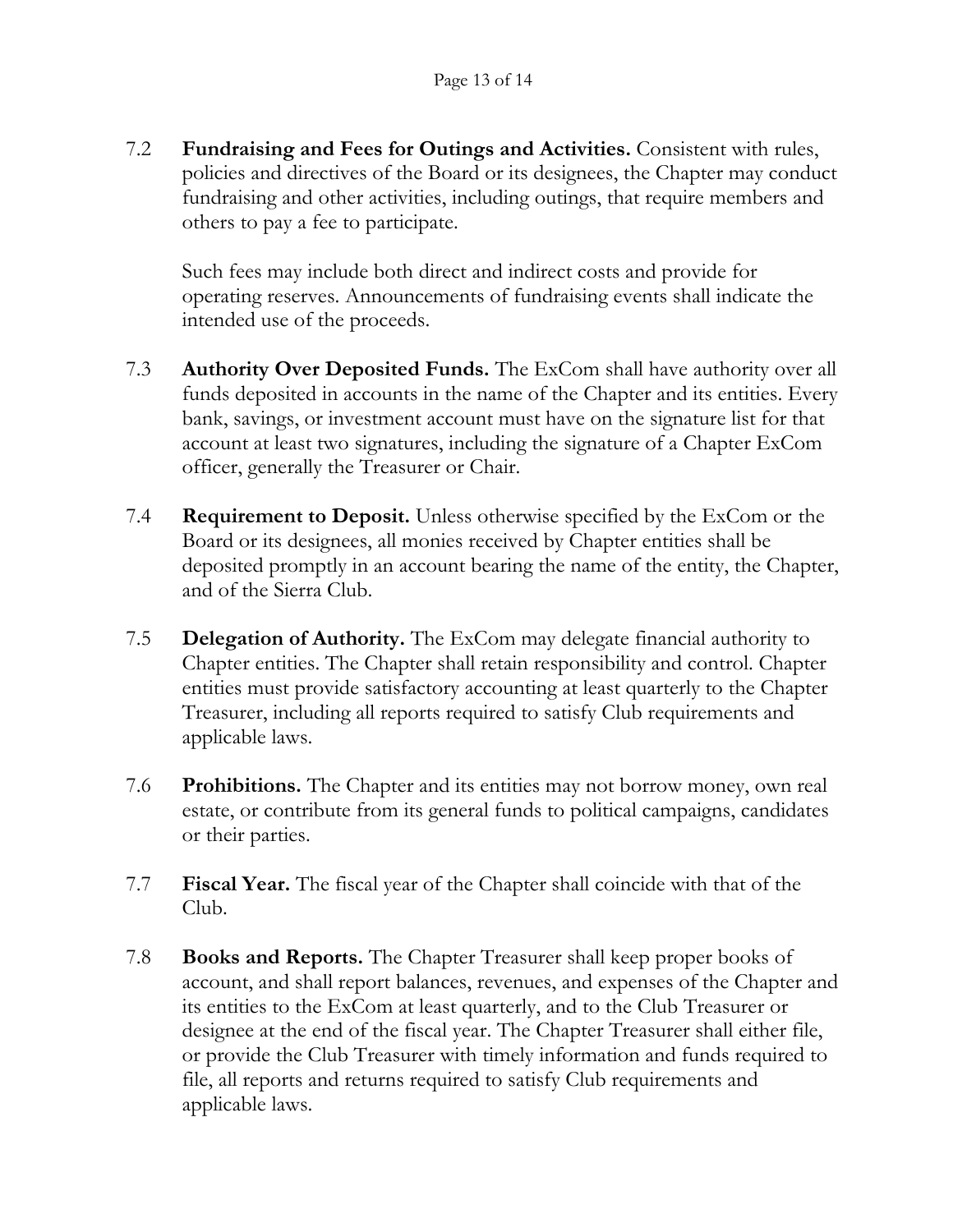7.2 **Fundraising and Fees for Outings and Activities.** Consistent with rules, policies and directives of the Board or its designees, the Chapter may conduct fundraising and other activities, including outings, that require members and others to pay a fee to participate.

Such fees may include both direct and indirect costs and provide for operating reserves. Announcements of fundraising events shall indicate the intended use of the proceeds.

7.3 **Authority Over Deposited Funds.** The ExCom shall have authority over all funds deposited in accounts in the name of the Chapter and its entities. Every bank, savings, or investment account must have on the signature list for that account at least two signatures, including the signature of a Chapter ExCom officer, generally the Treasurer or Chair.

7.4 **Requirement to Deposit.** Unless otherwise specified by the ExCom or the Board or its designees, all monies received by Chapter entities shall be deposited promptly in an account bearing the name of the entity, the Chapter, and of the Sierra Club.

7.5 **Delegation of Authority.** The ExCom may delegate financial authority to Chapter entities. The Chapter shall retain responsibility and control. Chapter entities must provide satisfactory accounting at least quarterly to the Chapter Treasurer, including all reports required to satisfy Club requirements and applicable laws.

7.6 **Prohibitions.** The Chapter and its entities may not borrow money, own real estate, or contribute from its general funds to political campaigns, candidates or their parties.

7.7 **Fiscal Year.** The fiscal year of the Chapter shall coincide with that of the Club.

7.8 **Books and Reports.** The Chapter Treasurer shall keep proper books of account, and shall report balances, revenues, and expenses of the Chapter and its entities to the ExCom at least quarterly, and to the Club Treasurer or designee at the end of the fiscal year. The Chapter Treasurer shall either file, or provide the Club Treasurer with timely information and funds required to file, all reports and returns required to satisfy Club requirements and applicable laws.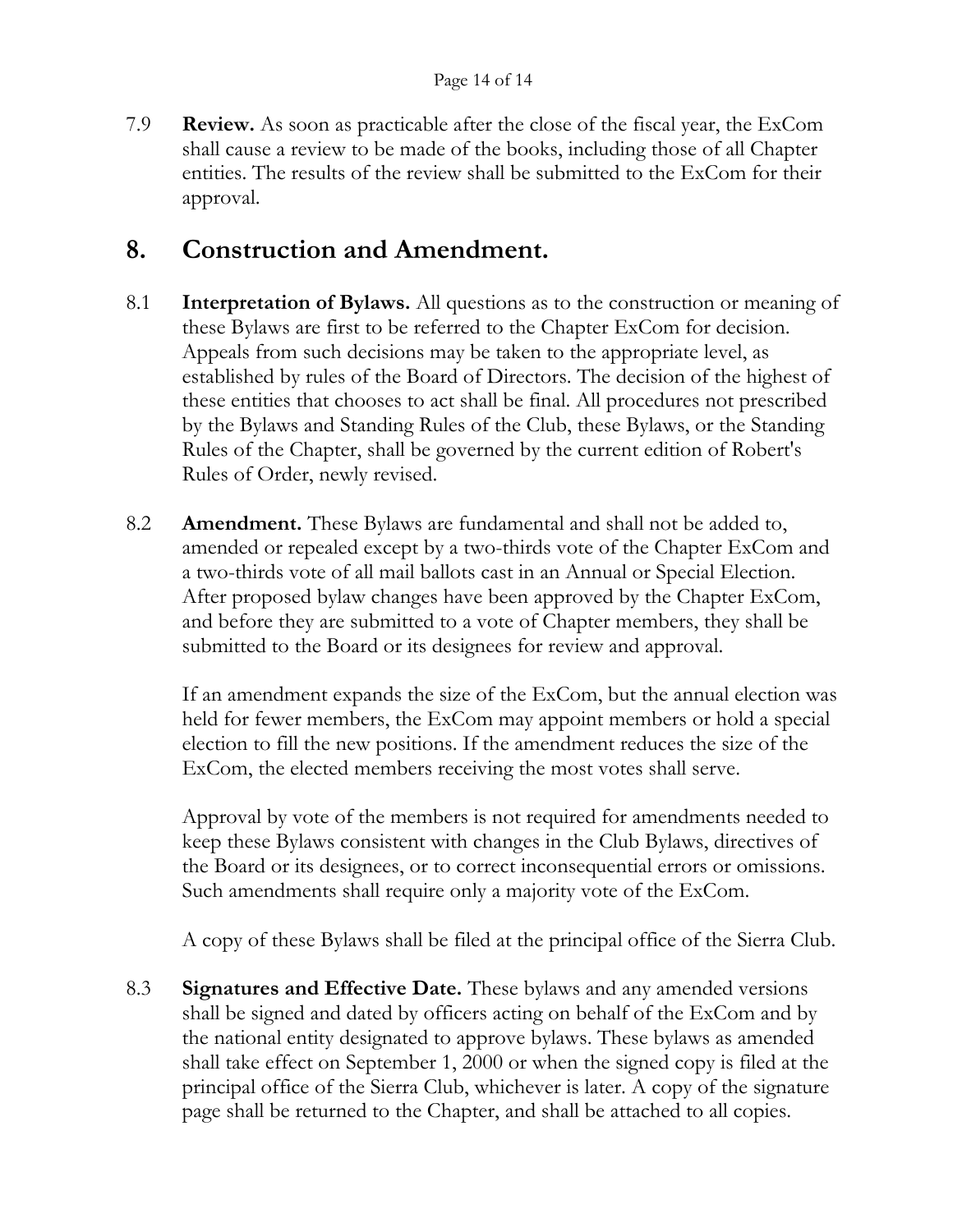7.9 **Review.** As soon as practicable after the close of the fiscal year, the ExCom shall cause a review to be made of the books, including those of all Chapter entities. The results of the review shall be submitted to the ExCom for their approval.

## 8. Construction and Amendment.

8.1 **Interpretation of Bylaws.** All questions as to the construction or meaning of these Bylaws are first to be referred to the Chapter ExCom for decision. Appeals from such decisions may be taken to the appropriate level, as established by rules of the Board of Directors. The decision of the highest of these entities that chooses to act shall be final. All procedures not prescribed by the Bylaws and Standing Rules of the Club, these Bylaws, or the Standing Rules of the Chapter, shall be governed by the current edition of Robert's Rules of Order, newly revised.

8.2 **Amendment.** These Bylaws are fundamental and shall not be added to, amended or repealed except by a two-thirds vote of the Chapter ExCom and a two-thirds vote of all mail ballots cast in an Annual or Special Election. After proposed bylaw changes have been approved by the Chapter ExCom, and before they are submitted to a vote of Chapter members, they shall be submitted to the Board or its designees for review and approval.

If an amendment expands the size of the ExCom, but the annual election was held for fewer members, the ExCom may appoint members or hold a special election to fill the new positions. If the amendment reduces the size of the ExCom, the elected members receiving the most votes shall serve.

Approval by vote of the members is not required for amendments needed to keep these Bylaws consistent with changes in the Club Bylaws, directives of the Board or its designees, or to correct inconsequential errors or omissions. Such amendments shall require only a majority vote of the ExCom.

A copy of these Bylaws shall be filed at the principal office of the Sierra Club.

8.3 **Signatures and Effective Date.** These bylaws and any amended versions shall be signed and dated by officers acting on behalf of the ExCom and by the national entity designated to approve bylaws. These bylaws as amended shall take effect on September 1, 2000 or when the signed copy is filed at the principal office of the Sierra Club, whichever is later. A copy of the signature page shall be returned to the Chapter, and shall be attached to all copies.